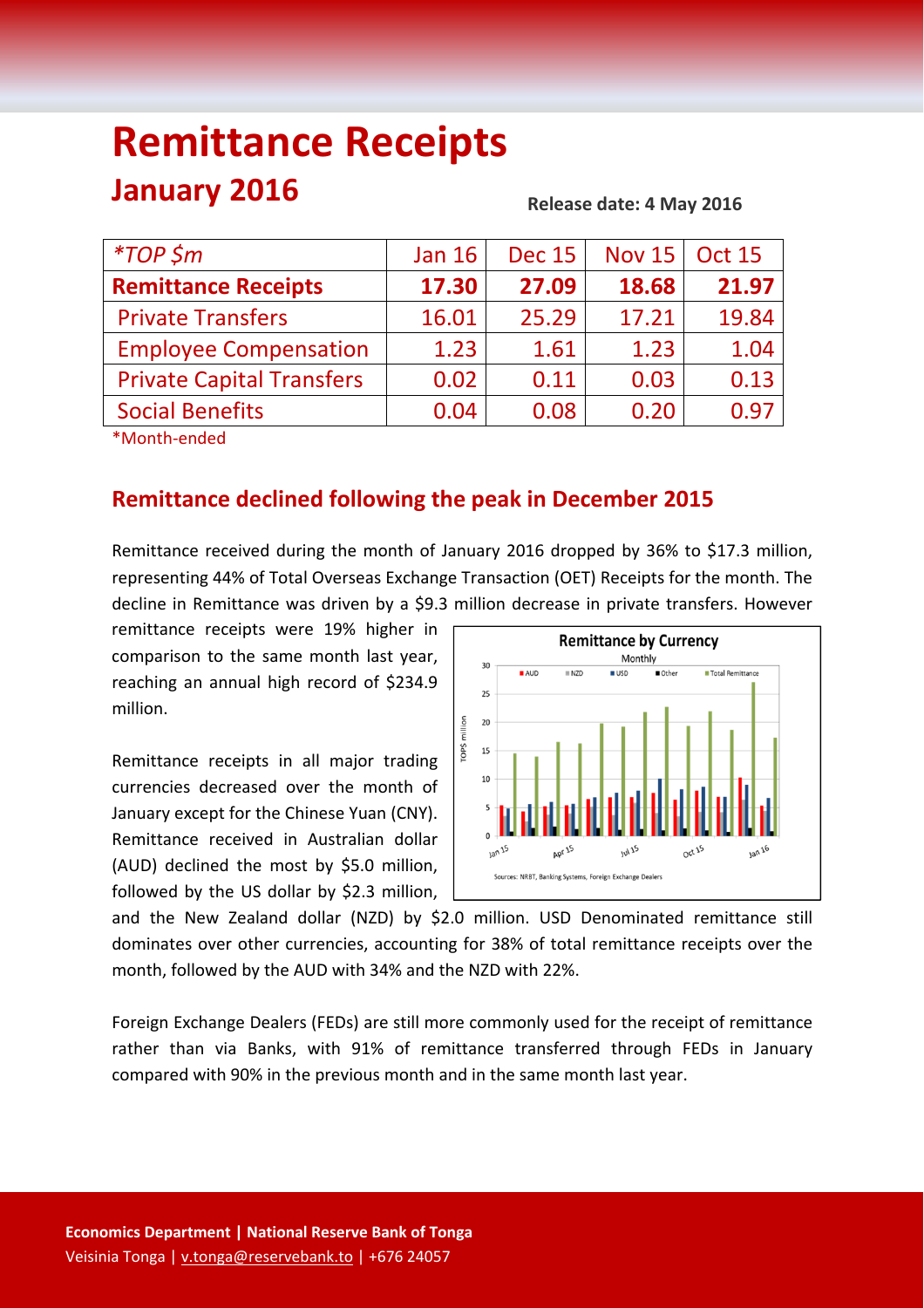# Remittance Receipts

## January 2016

**Release date: 4 May 2016**

| *TOP $m | Jan 16 | Dec 15 | Nov 15 | Oct 15 |
|---|---|---|---|---|
| **Remittance Receipts** | **17.30** | **27.09** | **18.68** | **21.97** |
| Private Transfers | 16.01 | 25.29 | 17.21 | 19.84 |
| Employee Compensation | 1.23 | 1.61 | 1.23 | 1.04 |
| Private Capital Transfers | 0.02 | 0.11 | 0.03 | 0.13 |
| Social Benefits | 0.04 | 0.08 | 0.20 | 0.97 |

*Month-ended

## Remittance declined following the peak in December 2015

Remittance received during the month of January 2016 dropped by 36% to $17.3 million, representing 44% of Total Overseas Exchange Transaction (OET) Receipts for the month. The decline in Remittance was driven by a $9.3 million decrease in private transfers. However remittance receipts were 19% higher in comparison to the same month last year, reaching an annual high record of $234.9 million.

Remittance receipts in all major trading currencies decreased over the month of January except for the Chinese Yuan (CNY). Remittance received in Australian dollar (AUD) declined the most by $5.0 million, followed by the US dollar by $2.3 million, and the New Zealand dollar (NZD) by $2.0 million. USD Denominated remittance still dominates over other currencies, accounting for 38% of total remittance receipts over the month, followed by the AUD with 34% and the NZD with 22%.

Foreign Exchange Dealers (FEDs) are still more commonly used for the receipt of remittance rather than via Banks, with 91% of remittance transferred through FEDs in January compared with 90% in the previous month and in the same month last year.

**Remittance by Currency**
Monthly

Sources: NRBT, Banking Systems, Foreign Exchange Dealers

**Economics Department | National Reserve Bank of Tonga**
Veisinia Tonga | v.tonga@reservebank.to | +676 24057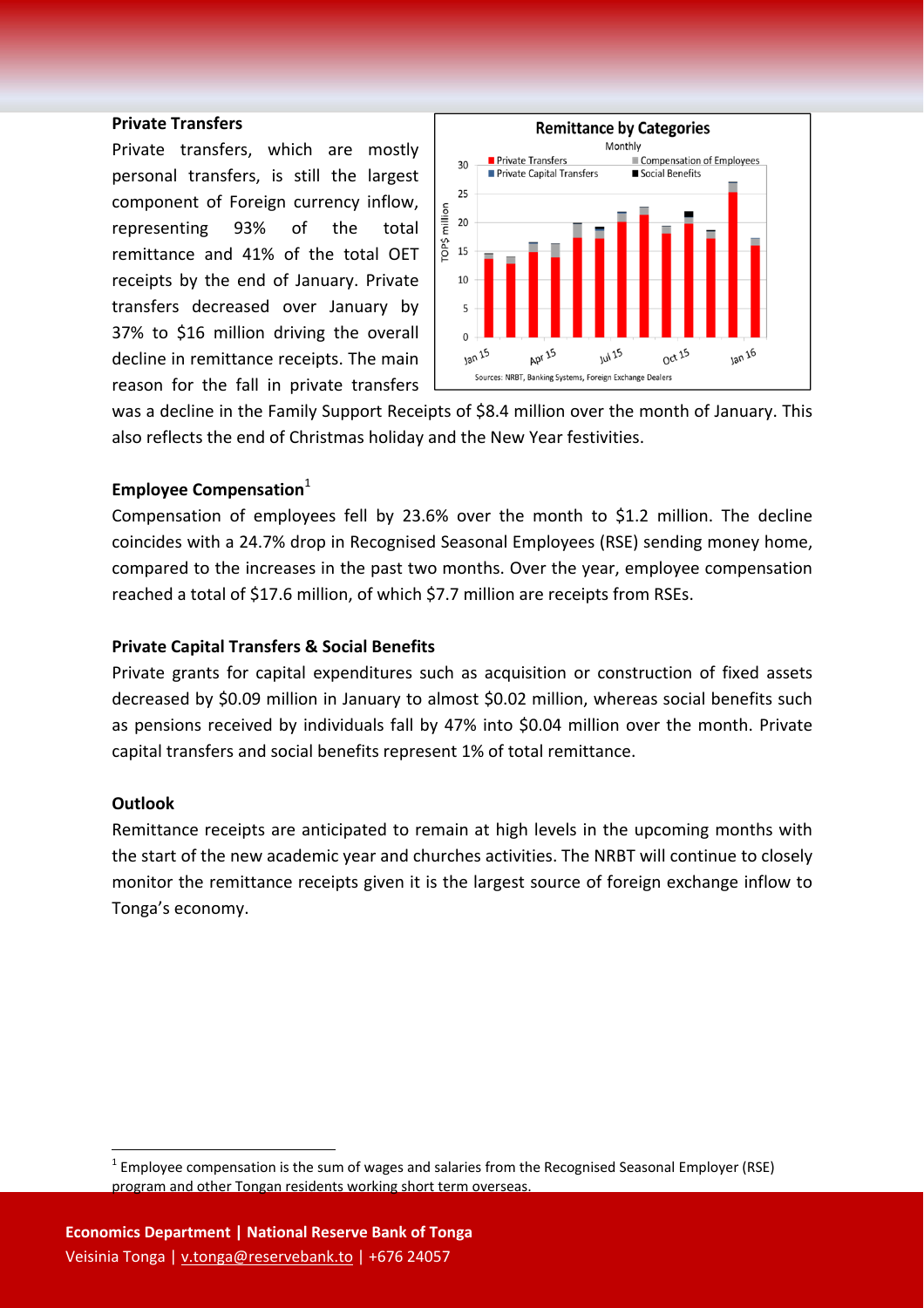## Private Transfers

Private transfers, which are mostly personal transfers, is still the largest component of Foreign currency inflow, representing 93% of the total remittance and 41% of the total OET receipts by the end of January. Private transfers decreased over January by 37% to $16 million driving the overall decline in remittance receipts. The main reason for the fall in private transfers was a decline in the Family Support Receipts of $8.4 million over the month of January. This also reflects the end of Christmas holiday and the New Year festivities.

## Employee Compensation[1]

Compensation of employees fell by 23.6% over the month to $1.2 million. The decline coincides with a 24.7% drop in Recognised Seasonal Employees (RSE) sending money home, compared to the increases in the past two months. Over the year, employee compensation reached a total of $17.6 million, of which $7.7 million are receipts from RSEs.

## Private Capital Transfers & Social Benefits

Private grants for capital expenditures such as acquisition or construction of fixed assets decreased by $0.09 million in January to almost $0.02 million, whereas social benefits such as pensions received by individuals fall by 47% into $0.04 million over the month. Private capital transfers and social benefits represent 1% of total remittance.

## Outlook

Remittance receipts are anticipated to remain at high levels in the upcoming months with the start of the new academic year and churches activities. The NRBT will continue to closely monitor the remittance receipts given it is the largest source of foreign exchange inflow to Tonga's economy.

[1] Employee compensation is the sum of wages and salaries from the Recognised Seasonal Employer (RSE) program and other Tongan residents working short term overseas.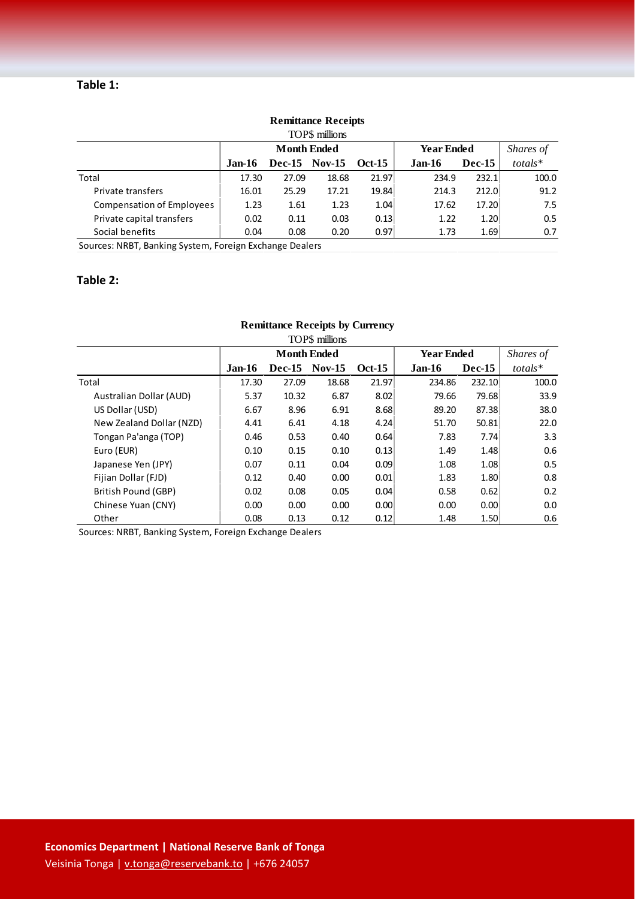**Table 1:**

**Remittance Receipts**

TOP$ millions

| | Month Ended | | | | Year Ended | | *Shares of* |
|---|---|---|---|---|---|---|---|
| | **Jan-16** | **Dec-15** | **Nov-15** | **Oct-15** | **Jan-16** | **Dec-15** | *totals** |
| Total | 17.30 | 27.09 | 18.68 | 21.97 | 234.9 | 232.1 | 100.0 |
| Private transfers | 16.01 | 25.29 | 17.21 | 19.84 | 214.3 | 212.0 | 91.2 |
| Compensation of Employees | 1.23 | 1.61 | 1.23 | 1.04 | 17.62 | 17.20 | 7.5 |
| Private capital transfers | 0.02 | 0.11 | 0.03 | 0.13 | 1.22 | 1.20 | 0.5 |
| Social benefits | 0.04 | 0.08 | 0.20 | 0.97 | 1.73 | 1.69 | 0.7 |

Sources: NRBT, Banking System, Foreign Exchange Dealers

**Table 2:**

**Remittance Receipts by Currency**

TOP$ millions

| | Month Ended | | | | Year Ended | | *Shares of* |
|---|---|---|---|---|---|---|---|
| | **Jan-16** | **Dec-15** | **Nov-15** | **Oct-15** | **Jan-16** | **Dec-15** | *totals** |
| Total | 17.30 | 27.09 | 18.68 | 21.97 | 234.86 | 232.10 | 100.0 |
| Australian Dollar (AUD) | 5.37 | 10.32 | 6.87 | 8.02 | 79.66 | 79.68 | 33.9 |
| US Dollar (USD) | 6.67 | 8.96 | 6.91 | 8.68 | 89.20 | 87.38 | 38.0 |
| New Zealand Dollar (NZD) | 4.41 | 6.41 | 4.18 | 4.24 | 51.70 | 50.81 | 22.0 |
| Tongan Pa'anga (TOP) | 0.46 | 0.53 | 0.40 | 0.64 | 7.83 | 7.74 | 3.3 |
| Euro (EUR) | 0.10 | 0.15 | 0.10 | 0.13 | 1.49 | 1.48 | 0.6 |
| Japanese Yen (JPY) | 0.07 | 0.11 | 0.04 | 0.09 | 1.08 | 1.08 | 0.5 |
| Fijian Dollar (FJD) | 0.12 | 0.40 | 0.00 | 0.01 | 1.83 | 1.80 | 0.8 |
| British Pound (GBP) | 0.02 | 0.08 | 0.05 | 0.04 | 0.58 | 0.62 | 0.2 |
| Chinese Yuan (CNY) | 0.00 | 0.00 | 0.00 | 0.00 | 0.00 | 0.00 | 0.0 |
| Other | 0.08 | 0.13 | 0.12 | 0.12 | 1.48 | 1.50 | 0.6 |

Sources: NRBT, Banking System, Foreign Exchange Dealers

**Economics Department | National Reserve Bank of Tonga**

Veisinia Tonga | v.tonga@reservebank.to | +676 24057